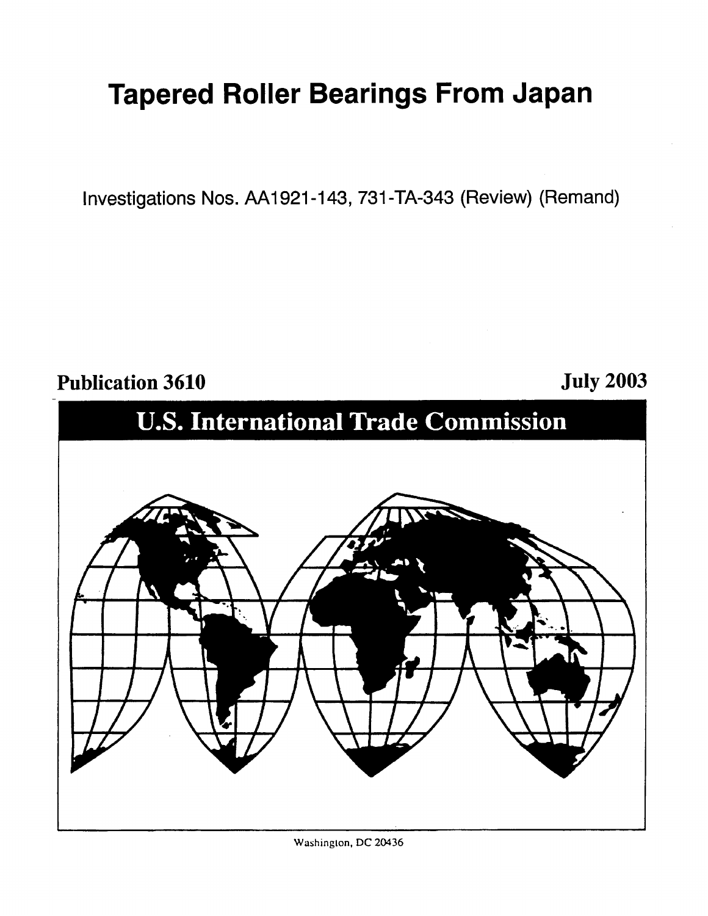# Tapered Roller Bearings From Japan

Investigations Nos. AA1921-143, 731-TA-343 (Review) (Remand)

**Publication 3610** **July 2003**

## U.S. International Trade Commission

Washington, DC 20436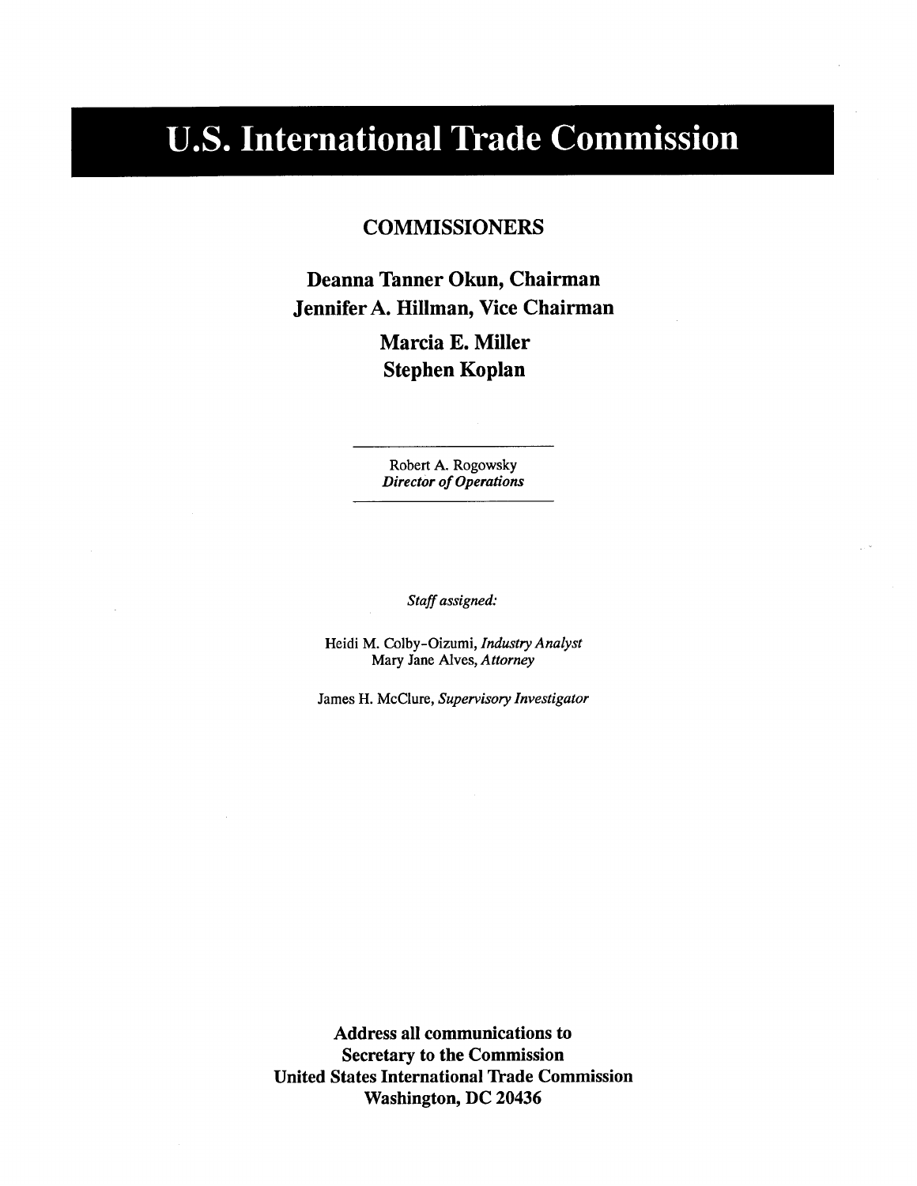# U.S. International Trade Commission

## COMMISSIONERS

**Deanna Tanner Okun, Chairman**
**Jennifer A. Hillman, Vice Chairman**
**Marcia E. Miller**
**Stephen Koplan**

---

Robert A. Rogowsky
*Director of Operations*

---

*Staff assigned:*

Heidi M. Colby-Oizumi, *Industry Analyst*
Mary Jane Alves, *Attorney*

James H. McClure, *Supervisory Investigator*

**Address all communications to**
**Secretary to the Commission**
**United States International Trade Commission**
**Washington, DC 20436**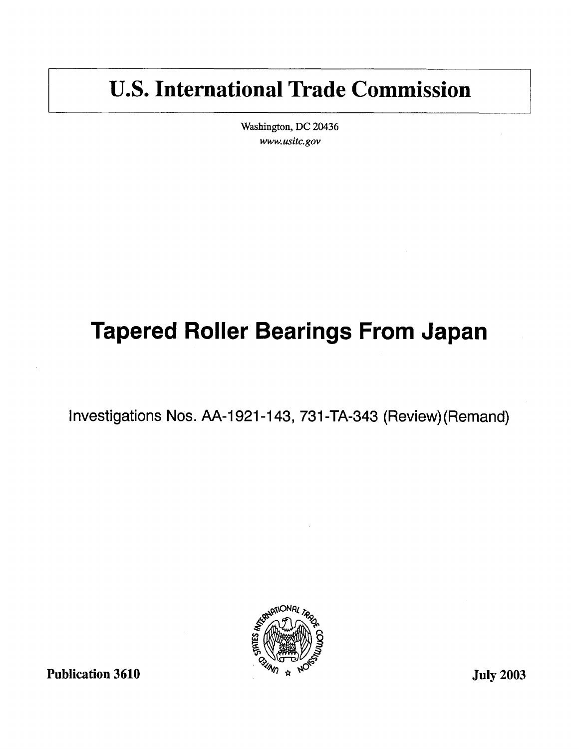# U.S. International Trade Commission

Washington, DC 20436

*www.usitc.gov*

# Tapered Roller Bearings From Japan

Investigations Nos. AA-1921-143, 731-TA-343 (Review)(Remand)

**Publication 3610**

**July 2003**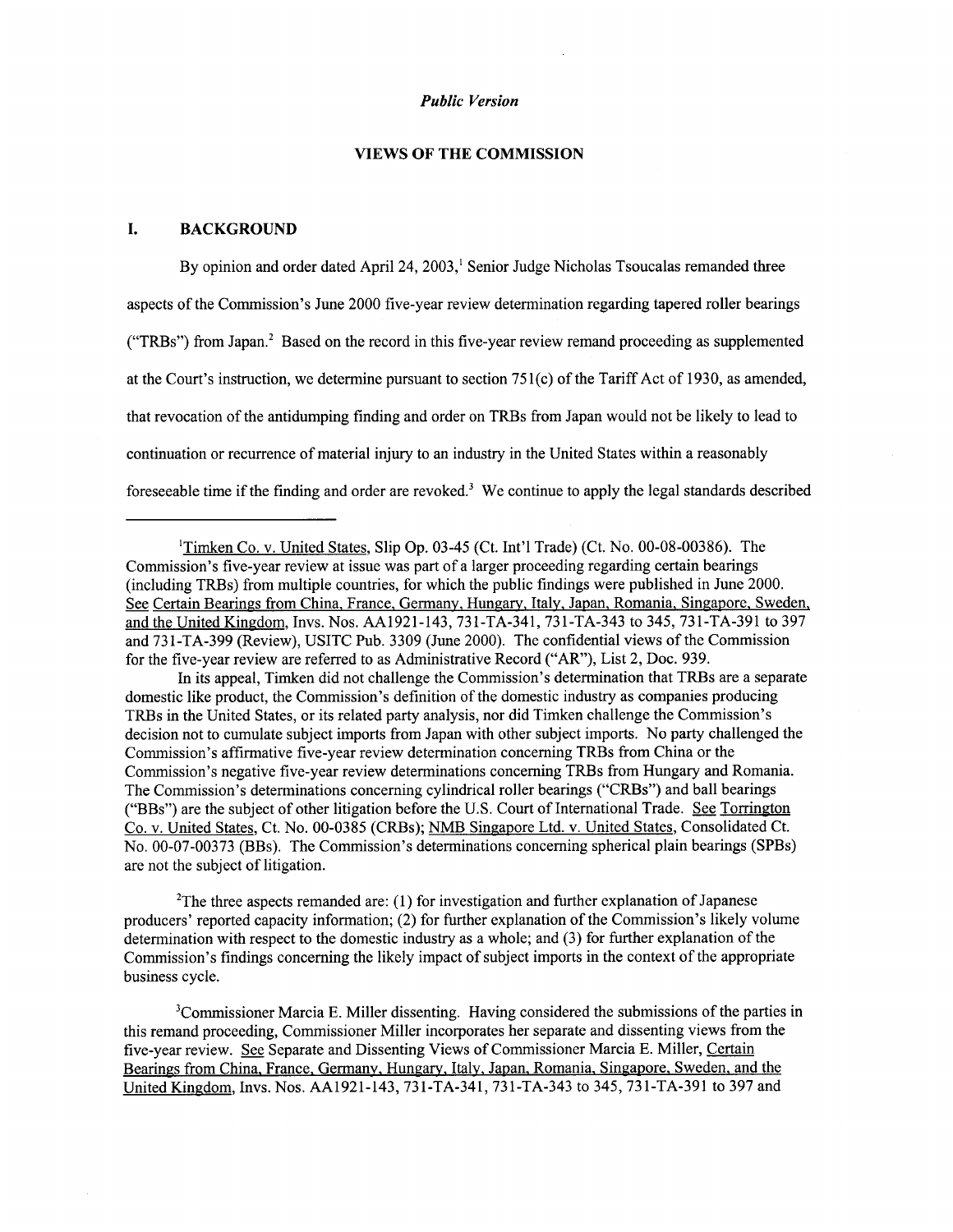*Public Version*

## VIEWS OF THE COMMISSION

### I. BACKGROUND

By opinion and order dated April 24, 2003,[1] Senior Judge Nicholas Tsoucalas remanded three aspects of the Commission's June 2000 five-year review determination regarding tapered roller bearings ("TRBs") from Japan.[2] Based on the record in this five-year review remand proceeding as supplemented at the Court's instruction, we determine pursuant to section 751(c) of the Tariff Act of 1930, as amended, that revocation of the antidumping finding and order on TRBs from Japan would not be likely to lead to continuation or recurrence of material injury to an industry in the United States within a reasonably foreseeable time if the finding and order are revoked.[3] We continue to apply the legal standards described

---

[1]Timken Co. v. United States, Slip Op. 03-45 (Ct. Int'l Trade) (Ct. No. 00-08-00386). The Commission's five-year review at issue was part of a larger proceeding regarding certain bearings (including TRBs) from multiple countries, for which the public findings were published in June 2000. See Certain Bearings from China, France, Germany, Hungary, Italy, Japan, Romania, Singapore, Sweden, and the United Kingdom, Invs. Nos. AA1921-143, 731-TA-341, 731-TA-343 to 345, 731-TA-391 to 397 and 731-TA-399 (Review), USITC Pub. 3309 (June 2000). The confidential views of the Commission for the five-year review are referred to as Administrative Record ("AR"), List 2, Doc. 939.

In its appeal, Timken did not challenge the Commission's determination that TRBs are a separate domestic like product, the Commission's definition of the domestic industry as companies producing TRBs in the United States, or its related party analysis, nor did Timken challenge the Commission's decision not to cumulate subject imports from Japan with other subject imports. No party challenged the Commission's affirmative five-year review determination concerning TRBs from China or the Commission's negative five-year review determinations concerning TRBs from Hungary and Romania. The Commission's determinations concerning cylindrical roller bearings ("CRBs") and ball bearings ("BBs") are the subject of other litigation before the U.S. Court of International Trade. See Torrington Co. v. United States, Ct. No. 00-0385 (CRBs); NMB Singapore Ltd. v. United States, Consolidated Ct. No. 00-07-00373 (BBs). The Commission's determinations concerning spherical plain bearings (SPBs) are not the subject of litigation.

[2]The three aspects remanded are: (1) for investigation and further explanation of Japanese producers' reported capacity information; (2) for further explanation of the Commission's likely volume determination with respect to the domestic industry as a whole; and (3) for further explanation of the Commission's findings concerning the likely impact of subject imports in the context of the appropriate business cycle.

[3]Commissioner Marcia E. Miller dissenting. Having considered the submissions of the parties in this remand proceeding, Commissioner Miller incorporates her separate and dissenting views from the five-year review. See Separate and Dissenting Views of Commissioner Marcia E. Miller, Certain Bearings from China, France, Germany, Hungary, Italy, Japan, Romania, Singapore, Sweden, and the United Kingdom, Invs. Nos. AA1921-143, 731-TA-341, 731-TA-343 to 345, 731-TA-391 to 397 and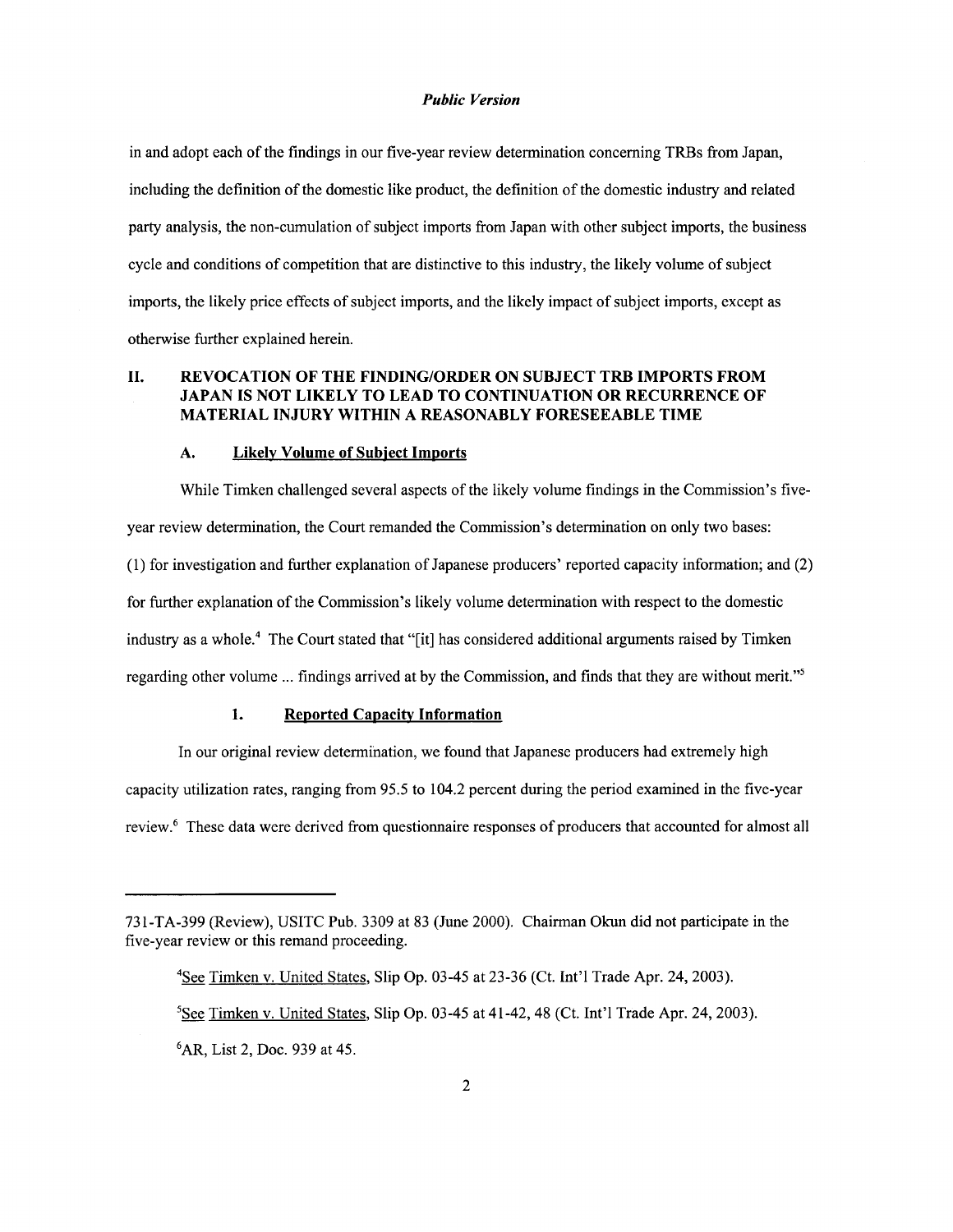in and adopt each of the findings in our five-year review determination concerning TRBs from Japan, including the definition of the domestic like product, the definition of the domestic industry and related party analysis, the non-cumulation of subject imports from Japan with other subject imports, the business cycle and conditions of competition that are distinctive to this industry, the likely volume of subject imports, the likely price effects of subject imports, and the likely impact of subject imports, except as otherwise further explained herein.

## II. REVOCATION OF THE FINDING/ORDER ON SUBJECT TRB IMPORTS FROM JAPAN IS NOT LIKELY TO LEAD TO CONTINUATION OR RECURRENCE OF MATERIAL INJURY WITHIN A REASONABLY FORESEEABLE TIME

### A. Likely Volume of Subject Imports

While Timken challenged several aspects of the likely volume findings in the Commission's five-year review determination, the Court remanded the Commission's determination on only two bases: (1) for investigation and further explanation of Japanese producers' reported capacity information; and (2) for further explanation of the Commission's likely volume determination with respect to the domestic industry as a whole.[4] The Court stated that "[it] has considered additional arguments raised by Timken regarding other volume ... findings arrived at by the Commission, and finds that they are without merit."[5]

#### 1. Reported Capacity Information

In our original review determination, we found that Japanese producers had extremely high capacity utilization rates, ranging from 95.5 to 104.2 percent during the period examined in the five-year review.[6] These data were derived from questionnaire responses of producers that accounted for almost all

---

731-TA-399 (Review), USITC Pub. 3309 at 83 (June 2000). Chairman Okun did not participate in the five-year review or this remand proceeding.

[4] See Timken v. United States, Slip Op. 03-45 at 23-36 (Ct. Int'l Trade Apr. 24, 2003).

[5] See Timken v. United States, Slip Op. 03-45 at 41-42, 48 (Ct. Int'l Trade Apr. 24, 2003).

[6] AR, List 2, Doc. 939 at 45.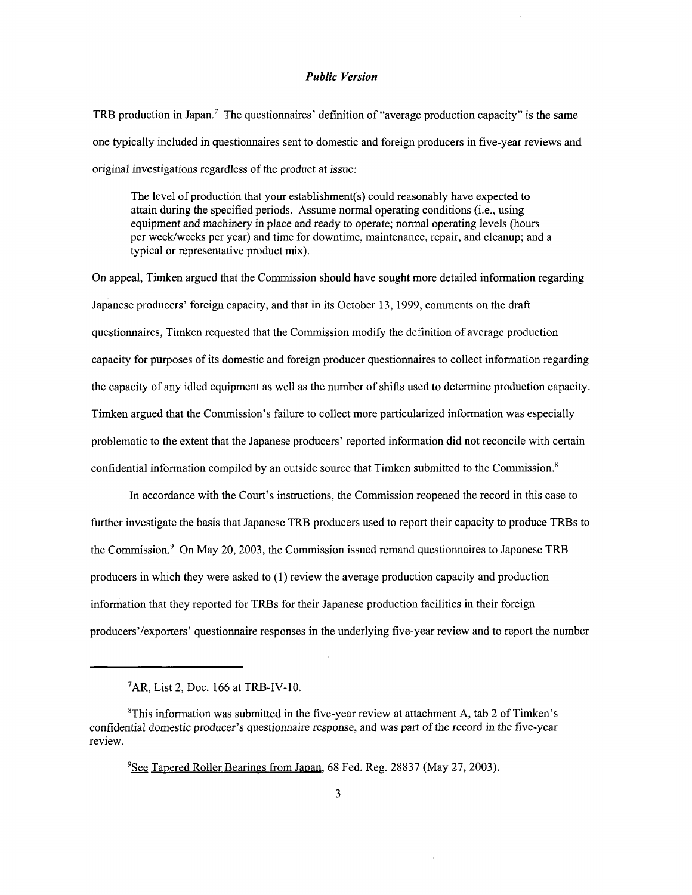*Public Version*

TRB production in Japan.[7] The questionnaires' definition of "average production capacity" is the same one typically included in questionnaires sent to domestic and foreign producers in five-year reviews and original investigations regardless of the product at issue:

> The level of production that your establishment(s) could reasonably have expected to attain during the specified periods. Assume normal operating conditions (i.e., using equipment and machinery in place and ready to operate; normal operating levels (hours per week/weeks per year) and time for downtime, maintenance, repair, and cleanup; and a typical or representative product mix).

On appeal, Timken argued that the Commission should have sought more detailed information regarding Japanese producers' foreign capacity, and that in its October 13, 1999, comments on the draft questionnaires, Timken requested that the Commission modify the definition of average production capacity for purposes of its domestic and foreign producer questionnaires to collect information regarding the capacity of any idled equipment as well as the number of shifts used to determine production capacity. Timken argued that the Commission's failure to collect more particularized information was especially problematic to the extent that the Japanese producers' reported information did not reconcile with certain confidential information compiled by an outside source that Timken submitted to the Commission.[8]

In accordance with the Court's instructions, the Commission reopened the record in this case to further investigate the basis that Japanese TRB producers used to report their capacity to produce TRBs to the Commission.[9] On May 20, 2003, the Commission issued remand questionnaires to Japanese TRB producers in which they were asked to (1) review the average production capacity and production information that they reported for TRBs for their Japanese production facilities in their foreign producers'/exporters' questionnaire responses in the underlying five-year review and to report the number

---

[7] AR, List 2, Doc. 166 at TRB-IV-10.

[8] This information was submitted in the five-year review at attachment A, tab 2 of Timken's confidential domestic producer's questionnaire response, and was part of the record in the five-year review.

[9] See Tapered Roller Bearings from Japan, 68 Fed. Reg. 28837 (May 27, 2003).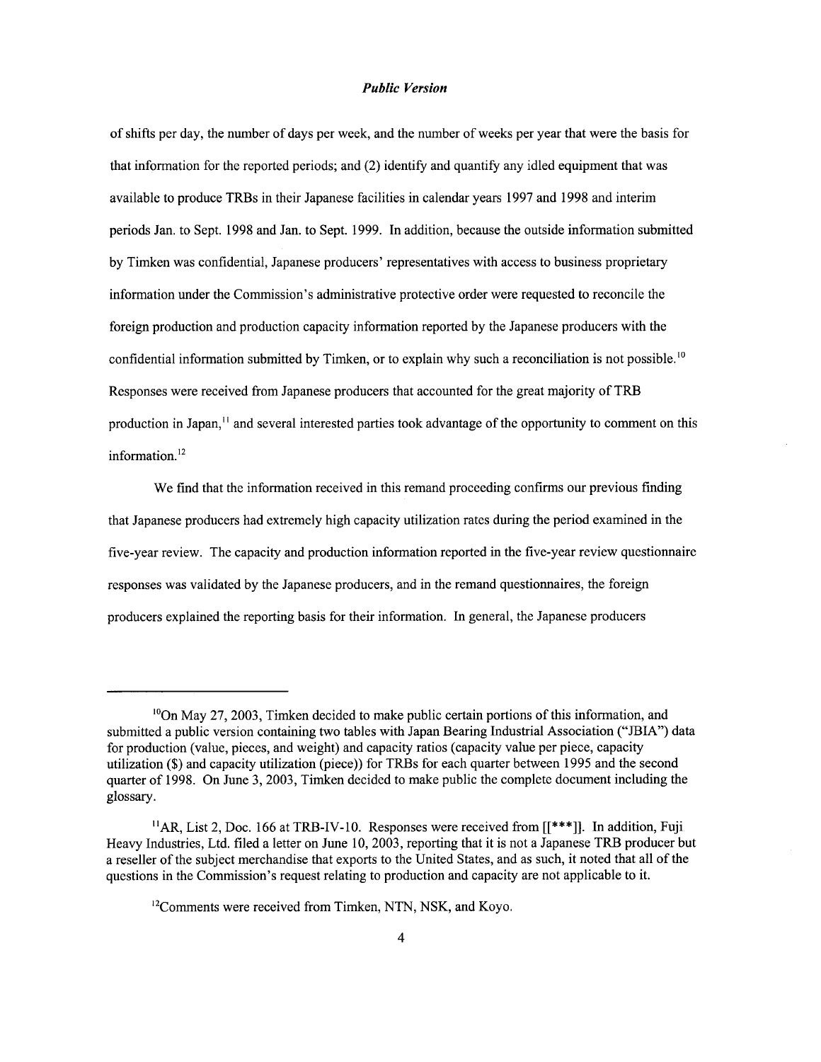of shifts per day, the number of days per week, and the number of weeks per year that were the basis for that information for the reported periods; and (2) identify and quantify any idled equipment that was available to produce TRBs in their Japanese facilities in calendar years 1997 and 1998 and interim periods Jan. to Sept. 1998 and Jan. to Sept. 1999. In addition, because the outside information submitted by Timken was confidential, Japanese producers' representatives with access to business proprietary information under the Commission's administrative protective order were requested to reconcile the foreign production and production capacity information reported by the Japanese producers with the confidential information submitted by Timken, or to explain why such a reconciliation is not possible.[10] Responses were received from Japanese producers that accounted for the great majority of TRB production in Japan,[11] and several interested parties took advantage of the opportunity to comment on this information.[12]

We find that the information received in this remand proceeding confirms our previous finding that Japanese producers had extremely high capacity utilization rates during the period examined in the five-year review. The capacity and production information reported in the five-year review questionnaire responses was validated by the Japanese producers, and in the remand questionnaires, the foreign producers explained the reporting basis for their information. In general, the Japanese producers

---

[10]On May 27, 2003, Timken decided to make public certain portions of this information, and submitted a public version containing two tables with Japan Bearing Industrial Association ("JBIA") data for production (value, pieces, and weight) and capacity ratios (capacity value per piece, capacity utilization ($) and capacity utilization (piece)) for TRBs for each quarter between 1995 and the second quarter of 1998. On June 3, 2003, Timken decided to make public the complete document including the glossary.

[11]AR, List 2, Doc. 166 at TRB-IV-10. Responses were received from [[***]]. In addition, Fuji Heavy Industries, Ltd. filed a letter on June 10, 2003, reporting that it is not a Japanese TRB producer but a reseller of the subject merchandise that exports to the United States, and as such, it noted that all of the questions in the Commission's request relating to production and capacity are not applicable to it.

[12]Comments were received from Timken, NTN, NSK, and Koyo.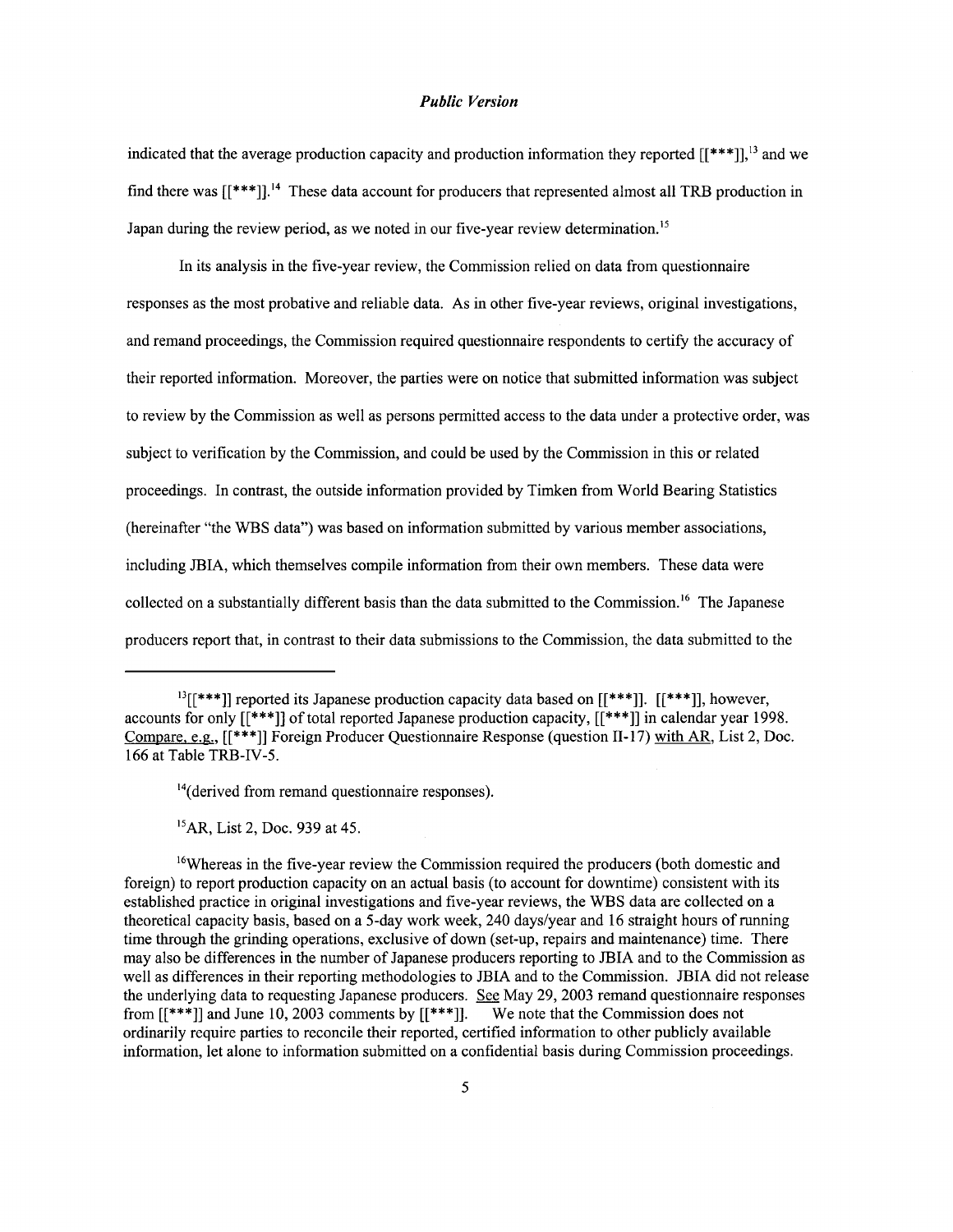indicated that the average production capacity and production information they reported [[***]],[13] and we find there was [[***]].[14] These data account for producers that represented almost all TRB production in Japan during the review period, as we noted in our five-year review determination.[15]

In its analysis in the five-year review, the Commission relied on data from questionnaire responses as the most probative and reliable data. As in other five-year reviews, original investigations, and remand proceedings, the Commission required questionnaire respondents to certify the accuracy of their reported information. Moreover, the parties were on notice that submitted information was subject to review by the Commission as well as persons permitted access to the data under a protective order, was subject to verification by the Commission, and could be used by the Commission in this or related proceedings. In contrast, the outside information provided by Timken from World Bearing Statistics (hereinafter "the WBS data") was based on information submitted by various member associations, including JBIA, which themselves compile information from their own members. These data were collected on a substantially different basis than the data submitted to the Commission.[16] The Japanese producers report that, in contrast to their data submissions to the Commission, the data submitted to the

---

[13][[***]] reported its Japanese production capacity data based on [[***]]. [[***]], however, accounts for only [[***]] of total reported Japanese production capacity, [[***]] in calendar year 1998. Compare, e.g., [[***]] Foreign Producer Questionnaire Response (question II-17) with AR, List 2, Doc. 166 at Table TRB-IV-5.

[14](derived from remand questionnaire responses).

[15]AR, List 2, Doc. 939 at 45.

[16]Whereas in the five-year review the Commission required the producers (both domestic and foreign) to report production capacity on an actual basis (to account for downtime) consistent with its established practice in original investigations and five-year reviews, the WBS data are collected on a theoretical capacity basis, based on a 5-day work week, 240 days/year and 16 straight hours of running time through the grinding operations, exclusive of down (set-up, repairs and maintenance) time. There may also be differences in the number of Japanese producers reporting to JBIA and to the Commission as well as differences in their reporting methodologies to JBIA and to the Commission. JBIA did not release the underlying data to requesting Japanese producers. See May 29, 2003 remand questionnaire responses from [[***]] and June 10, 2003 comments by [[***]]. We note that the Commission does not ordinarily require parties to reconcile their reported, certified information to other publicly available information, let alone to information submitted on a confidential basis during Commission proceedings.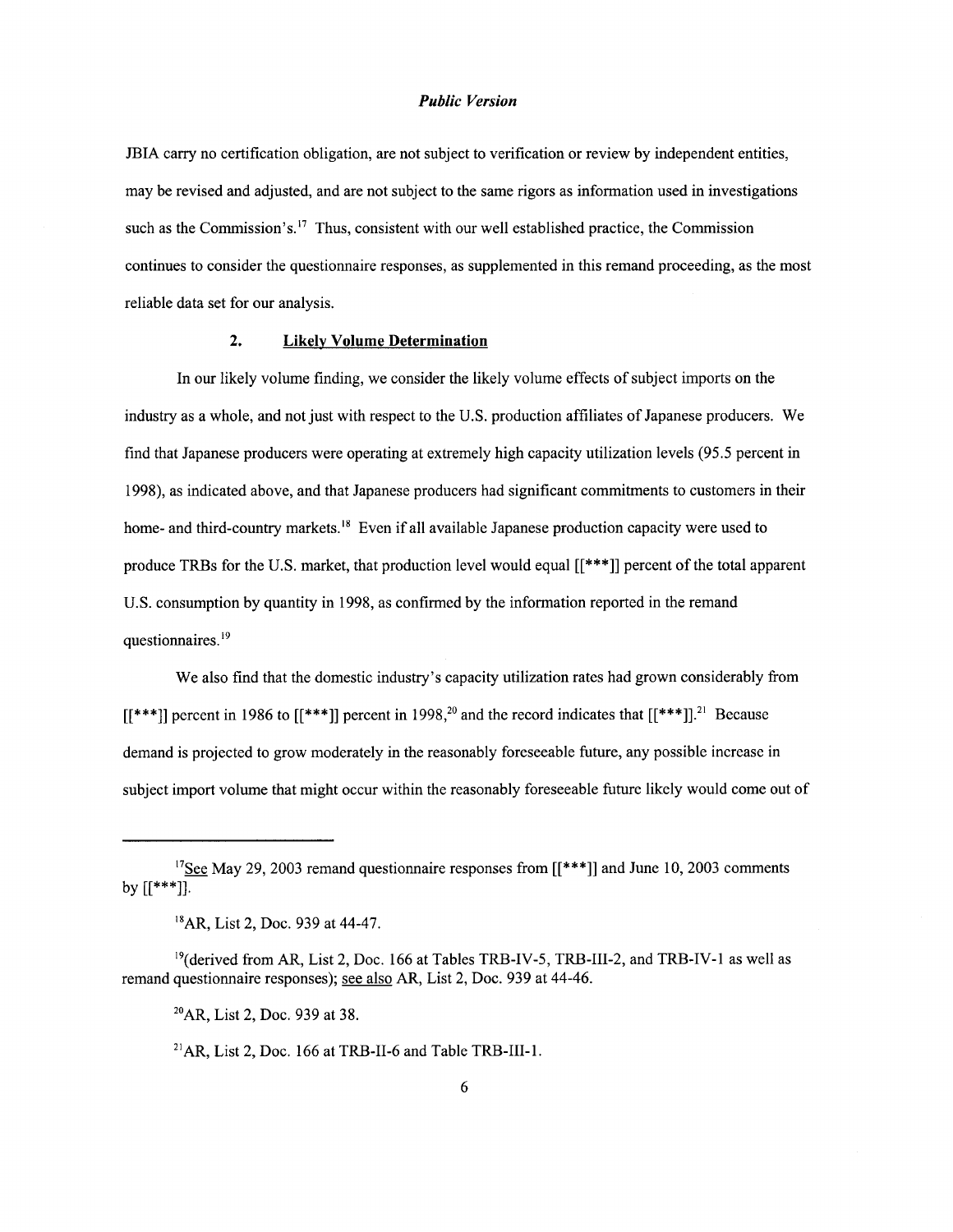JBIA carry no certification obligation, are not subject to verification or review by independent entities, may be revised and adjusted, and are not subject to the same rigors as information used in investigations such as the Commission's.[17] Thus, consistent with our well established practice, the Commission continues to consider the questionnaire responses, as supplemented in this remand proceeding, as the most reliable data set for our analysis.

### 2. Likely Volume Determination

In our likely volume finding, we consider the likely volume effects of subject imports on the industry as a whole, and not just with respect to the U.S. production affiliates of Japanese producers. We find that Japanese producers were operating at extremely high capacity utilization levels (95.5 percent in 1998), as indicated above, and that Japanese producers had significant commitments to customers in their home- and third-country markets.[18] Even if all available Japanese production capacity were used to produce TRBs for the U.S. market, that production level would equal [[***]] percent of the total apparent U.S. consumption by quantity in 1998, as confirmed by the information reported in the remand questionnaires.[19]

We also find that the domestic industry's capacity utilization rates had grown considerably from [[***]] percent in 1986 to [[***]] percent in 1998,[20] and the record indicates that [[***]].[21] Because demand is projected to grow moderately in the reasonably foreseeable future, any possible increase in subject import volume that might occur within the reasonably foreseeable future likely would come out of

---

[17]See May 29, 2003 remand questionnaire responses from [[***]] and June 10, 2003 comments by [[***]].

[18]AR, List 2, Doc. 939 at 44-47.

[19](derived from AR, List 2, Doc. 166 at Tables TRB-IV-5, TRB-III-2, and TRB-IV-1 as well as remand questionnaire responses); see also AR, List 2, Doc. 939 at 44-46.

[20]AR, List 2, Doc. 939 at 38.

[21]AR, List 2, Doc. 166 at TRB-II-6 and Table TRB-III-1.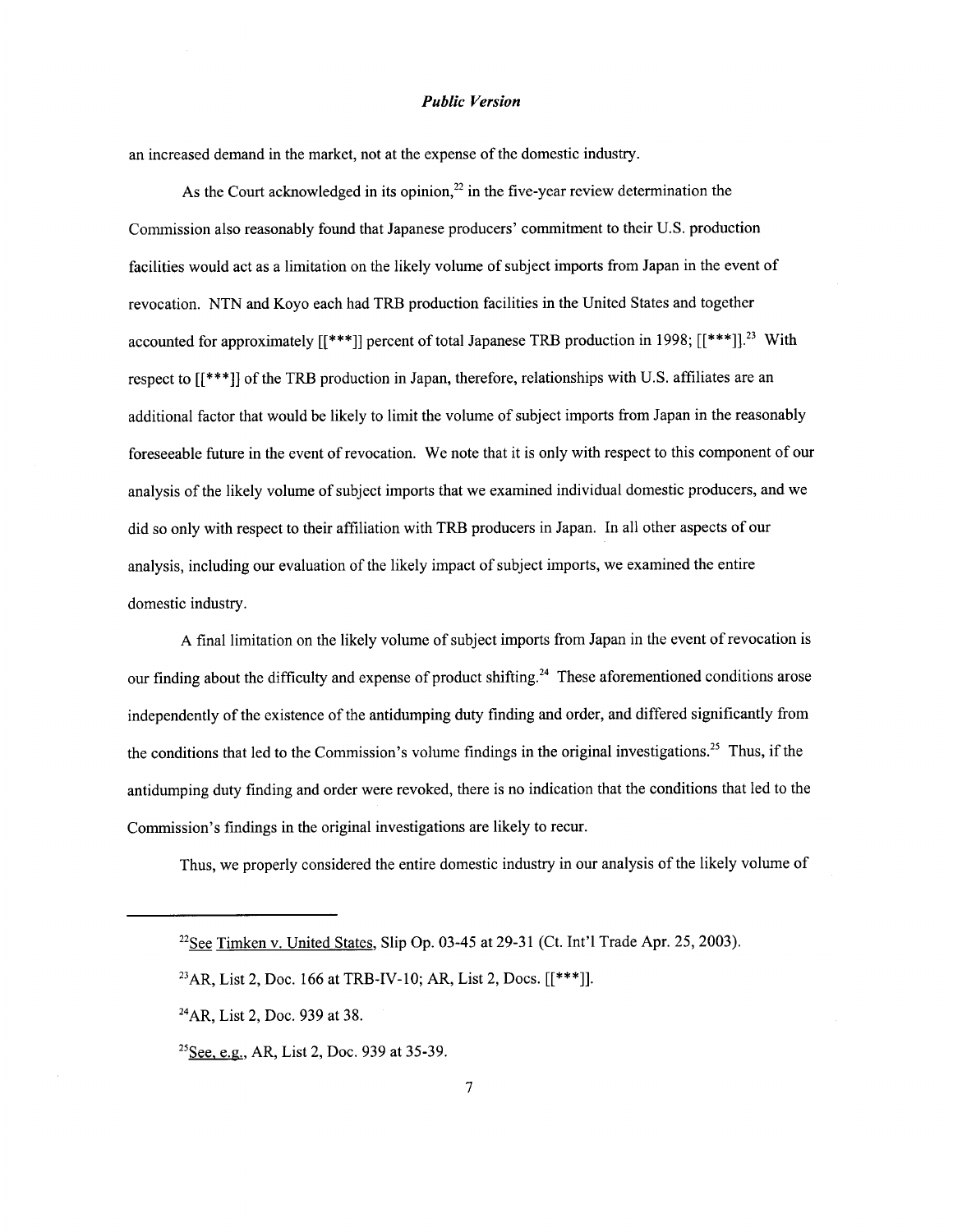an increased demand in the market, not at the expense of the domestic industry.

As the Court acknowledged in its opinion,[22] in the five-year review determination the Commission also reasonably found that Japanese producers' commitment to their U.S. production facilities would act as a limitation on the likely volume of subject imports from Japan in the event of revocation. NTN and Koyo each had TRB production facilities in the United States and together accounted for approximately [[***]] percent of total Japanese TRB production in 1998; [[***]].[23] With respect to [[***]] of the TRB production in Japan, therefore, relationships with U.S. affiliates are an additional factor that would be likely to limit the volume of subject imports from Japan in the reasonably foreseeable future in the event of revocation. We note that it is only with respect to this component of our analysis of the likely volume of subject imports that we examined individual domestic producers, and we did so only with respect to their affiliation with TRB producers in Japan. In all other aspects of our analysis, including our evaluation of the likely impact of subject imports, we examined the entire domestic industry.

A final limitation on the likely volume of subject imports from Japan in the event of revocation is our finding about the difficulty and expense of product shifting.[24] These aforementioned conditions arose independently of the existence of the antidumping duty finding and order, and differed significantly from the conditions that led to the Commission's volume findings in the original investigations.[25] Thus, if the antidumping duty finding and order were revoked, there is no indication that the conditions that led to the Commission's findings in the original investigations are likely to recur.

Thus, we properly considered the entire domestic industry in our analysis of the likely volume of

---

[22]See Timken v. United States, Slip Op. 03-45 at 29-31 (Ct. Int'l Trade Apr. 25, 2003).

[23]AR, List 2, Doc. 166 at TRB-IV-10; AR, List 2, Docs. [[***]].

[24]AR, List 2, Doc. 939 at 38.

[25]See, e.g., AR, List 2, Doc. 939 at 35-39.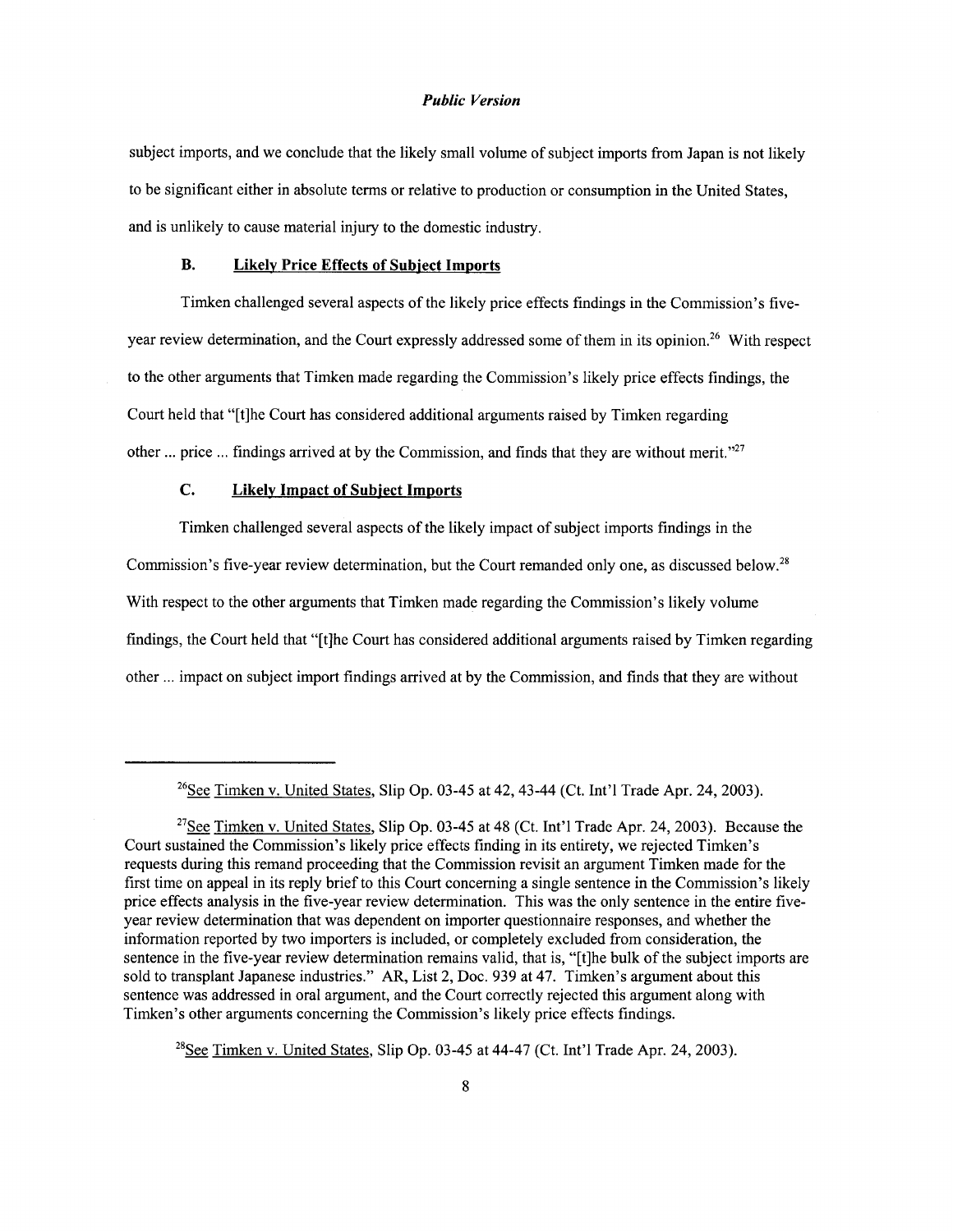subject imports, and we conclude that the likely small volume of subject imports from Japan is not likely to be significant either in absolute terms or relative to production or consumption in the United States, and is unlikely to cause material injury to the domestic industry.

### B. Likely Price Effects of Subject Imports

Timken challenged several aspects of the likely price effects findings in the Commission's five-year review determination, and the Court expressly addressed some of them in its opinion.[26] With respect to the other arguments that Timken made regarding the Commission's likely price effects findings, the Court held that "[t]he Court has considered additional arguments raised by Timken regarding other ... price ... findings arrived at by the Commission, and finds that they are without merit."[27]

### C. Likely Impact of Subject Imports

Timken challenged several aspects of the likely impact of subject imports findings in the Commission's five-year review determination, but the Court remanded only one, as discussed below.[28] With respect to the other arguments that Timken made regarding the Commission's likely volume findings, the Court held that "[t]he Court has considered additional arguments raised by Timken regarding other ... impact on subject import findings arrived at by the Commission, and finds that they are without

---

[26] See Timken v. United States, Slip Op. 03-45 at 42, 43-44 (Ct. Int'l Trade Apr. 24, 2003).

[27] See Timken v. United States, Slip Op. 03-45 at 48 (Ct. Int'l Trade Apr. 24, 2003). Because the Court sustained the Commission's likely price effects finding in its entirety, we rejected Timken's requests during this remand proceeding that the Commission revisit an argument Timken made for the first time on appeal in its reply brief to this Court concerning a single sentence in the Commission's likely price effects analysis in the five-year review determination. This was the only sentence in the entire five-year review determination that was dependent on importer questionnaire responses, and whether the information reported by two importers is included, or completely excluded from consideration, the sentence in the five-year review determination remains valid, that is, "[t]he bulk of the subject imports are sold to transplant Japanese industries." AR, List 2, Doc. 939 at 47. Timken's argument about this sentence was addressed in oral argument, and the Court correctly rejected this argument along with Timken's other arguments concerning the Commission's likely price effects findings.

[28] See Timken v. United States, Slip Op. 03-45 at 44-47 (Ct. Int'l Trade Apr. 24, 2003).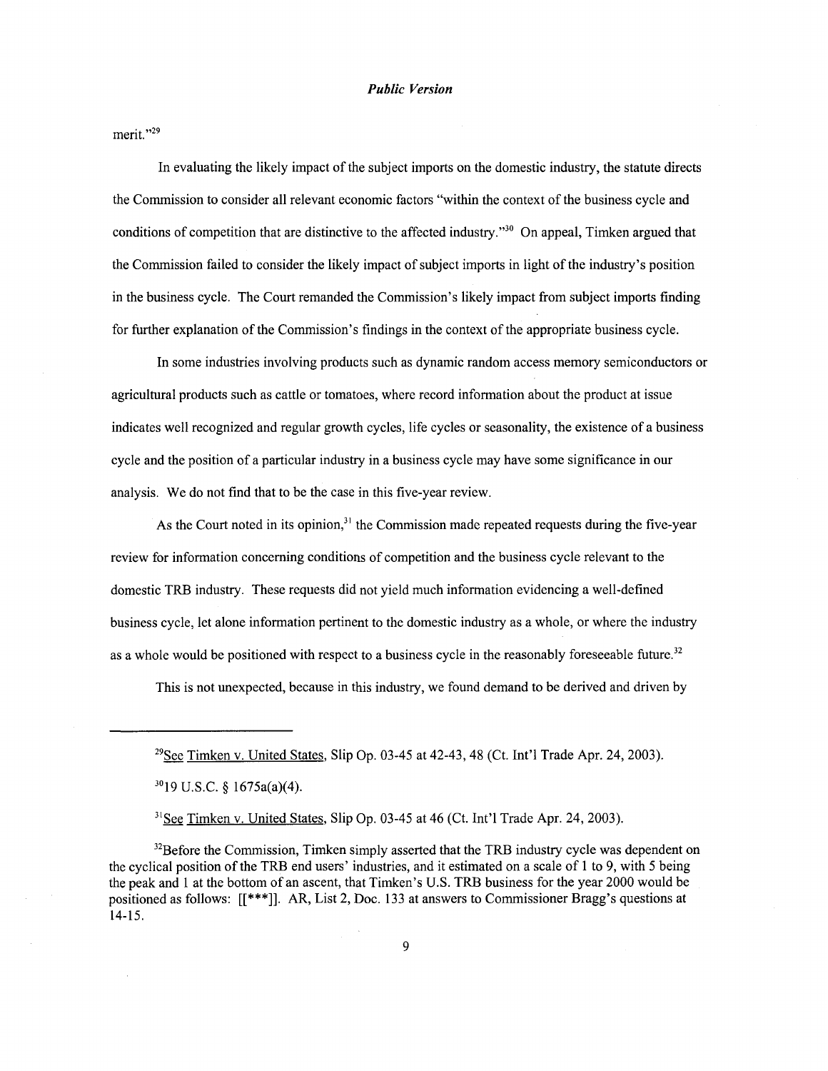merit."[29]

In evaluating the likely impact of the subject imports on the domestic industry, the statute directs the Commission to consider all relevant economic factors "within the context of the business cycle and conditions of competition that are distinctive to the affected industry."[30] On appeal, Timken argued that the Commission failed to consider the likely impact of subject imports in light of the industry's position in the business cycle. The Court remanded the Commission's likely impact from subject imports finding for further explanation of the Commission's findings in the context of the appropriate business cycle.

In some industries involving products such as dynamic random access memory semiconductors or agricultural products such as cattle or tomatoes, where record information about the product at issue indicates well recognized and regular growth cycles, life cycles or seasonality, the existence of a business cycle and the position of a particular industry in a business cycle may have some significance in our analysis. We do not find that to be the case in this five-year review.

As the Court noted in its opinion,[31] the Commission made repeated requests during the five-year review for information concerning conditions of competition and the business cycle relevant to the domestic TRB industry. These requests did not yield much information evidencing a well-defined business cycle, let alone information pertinent to the domestic industry as a whole, or where the industry as a whole would be positioned with respect to a business cycle in the reasonably foreseeable future.[32]

This is not unexpected, because in this industry, we found demand to be derived and driven by

---

[29] See Timken v. United States, Slip Op. 03-45 at 42-43, 48 (Ct. Int'l Trade Apr. 24, 2003).

[30] 19 U.S.C. § 1675a(a)(4).

[31] See Timken v. United States, Slip Op. 03-45 at 46 (Ct. Int'l Trade Apr. 24, 2003).

[32] Before the Commission, Timken simply asserted that the TRB industry cycle was dependent on the cyclical position of the TRB end users' industries, and it estimated on a scale of 1 to 9, with 5 being the peak and 1 at the bottom of an ascent, that Timken's U.S. TRB business for the year 2000 would be positioned as follows: [[***]]. AR, List 2, Doc. 133 at answers to Commissioner Bragg's questions at 14-15.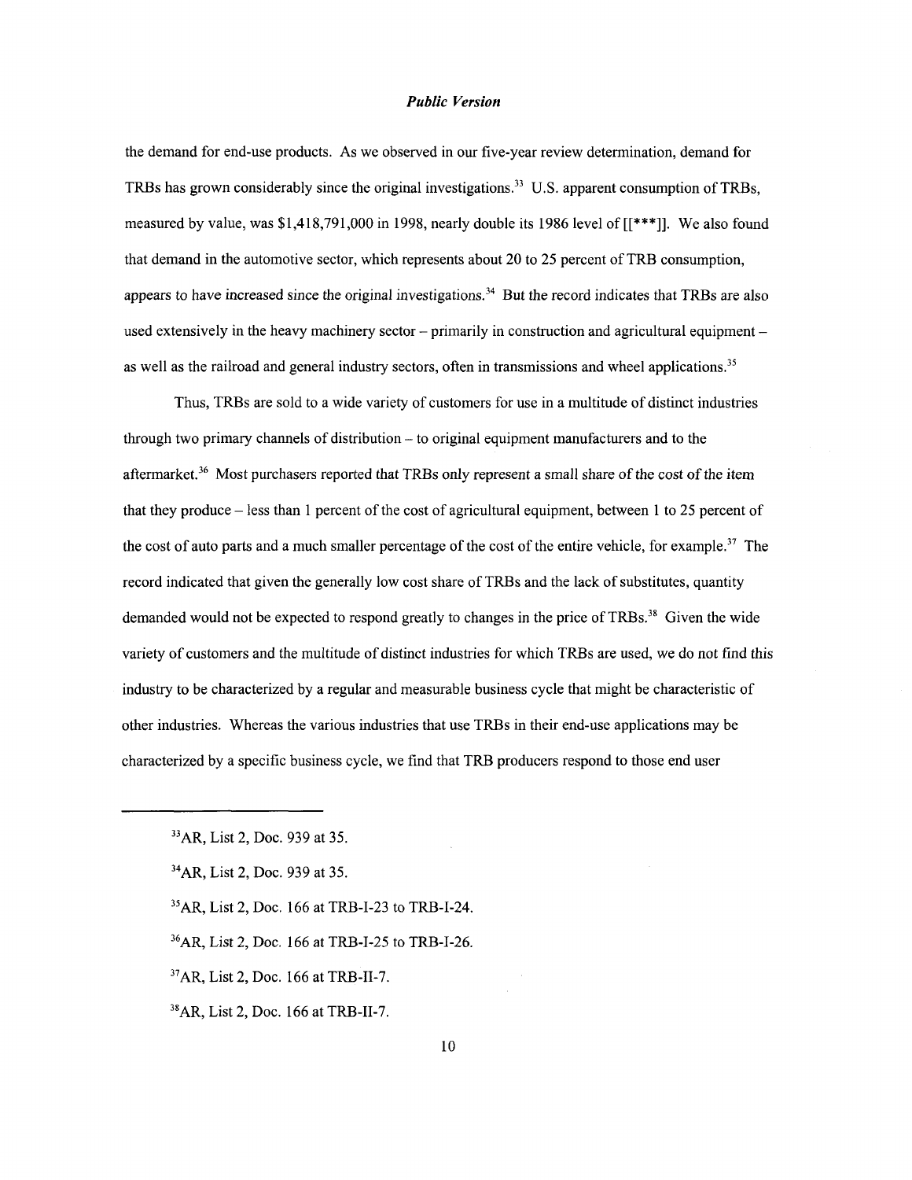the demand for end-use products. As we observed in our five-year review determination, demand for TRBs has grown considerably since the original investigations.[33] U.S. apparent consumption of TRBs, measured by value, was $1,418,791,000 in 1998, nearly double its 1986 level of [[***]]. We also found that demand in the automotive sector, which represents about 20 to 25 percent of TRB consumption, appears to have increased since the original investigations.[34] But the record indicates that TRBs are also used extensively in the heavy machinery sector – primarily in construction and agricultural equipment – as well as the railroad and general industry sectors, often in transmissions and wheel applications.[35]

Thus, TRBs are sold to a wide variety of customers for use in a multitude of distinct industries through two primary channels of distribution – to original equipment manufacturers and to the aftermarket.[36] Most purchasers reported that TRBs only represent a small share of the cost of the item that they produce – less than 1 percent of the cost of agricultural equipment, between 1 to 25 percent of the cost of auto parts and a much smaller percentage of the cost of the entire vehicle, for example.[37] The record indicated that given the generally low cost share of TRBs and the lack of substitutes, quantity demanded would not be expected to respond greatly to changes in the price of TRBs.[38] Given the wide variety of customers and the multitude of distinct industries for which TRBs are used, we do not find this industry to be characterized by a regular and measurable business cycle that might be characteristic of other industries. Whereas the various industries that use TRBs in their end-use applications may be characterized by a specific business cycle, we find that TRB producers respond to those end user

---

[33] AR, List 2, Doc. 939 at 35.

[34] AR, List 2, Doc. 939 at 35.

[35] AR, List 2, Doc. 166 at TRB-I-23 to TRB-I-24.

[36] AR, List 2, Doc. 166 at TRB-I-25 to TRB-I-26.

[37] AR, List 2, Doc. 166 at TRB-II-7.

[38] AR, List 2, Doc. 166 at TRB-II-7.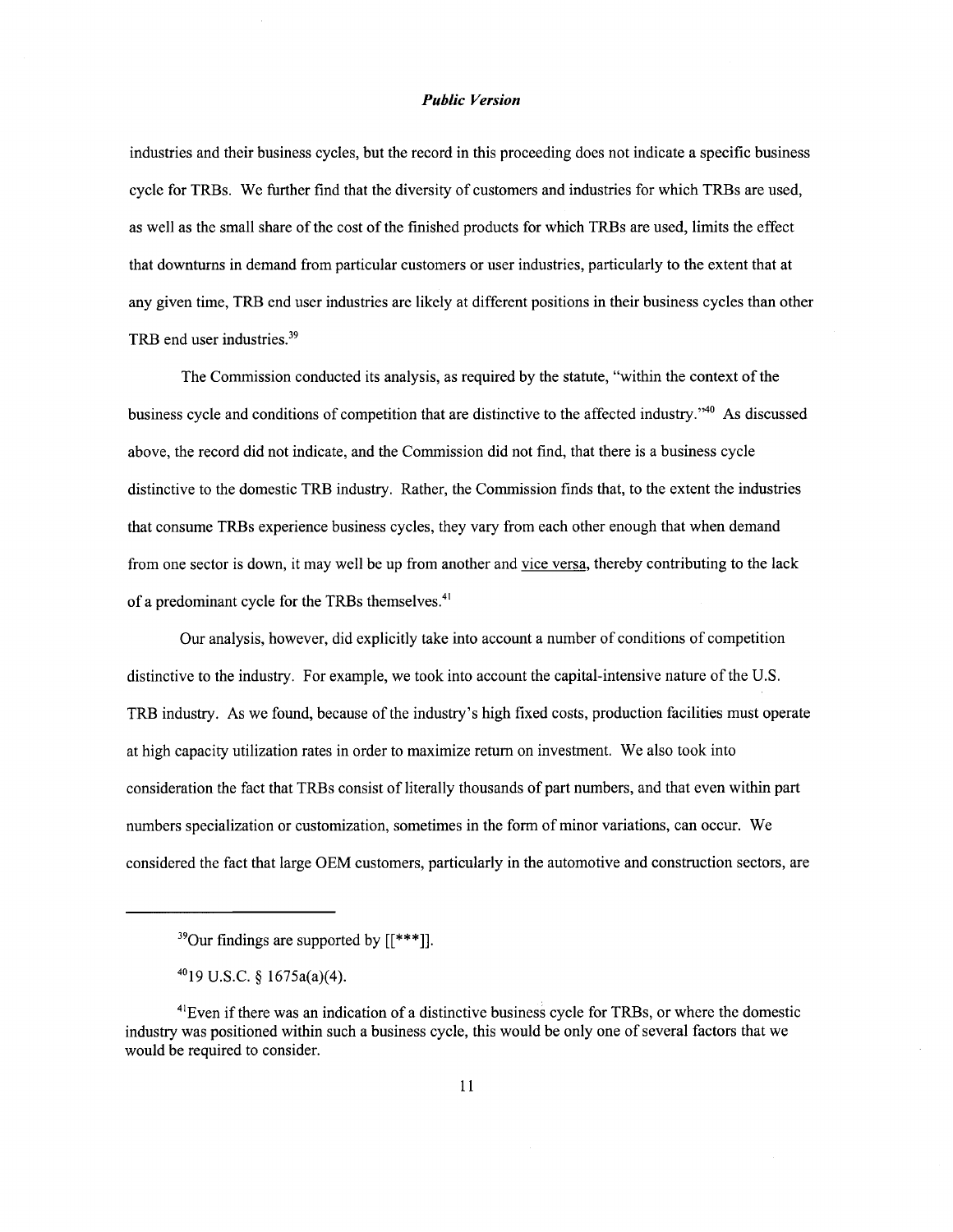industries and their business cycles, but the record in this proceeding does not indicate a specific business cycle for TRBs. We further find that the diversity of customers and industries for which TRBs are used, as well as the small share of the cost of the finished products for which TRBs are used, limits the effect that downturns in demand from particular customers or user industries, particularly to the extent that at any given time, TRB end user industries are likely at different positions in their business cycles than other TRB end user industries.[39]

The Commission conducted its analysis, as required by the statute, "within the context of the business cycle and conditions of competition that are distinctive to the affected industry."[40] As discussed above, the record did not indicate, and the Commission did not find, that there is a business cycle distinctive to the domestic TRB industry. Rather, the Commission finds that, to the extent the industries that consume TRBs experience business cycles, they vary from each other enough that when demand from one sector is down, it may well be up from another and vice versa, thereby contributing to the lack of a predominant cycle for the TRBs themselves.[41]

Our analysis, however, did explicitly take into account a number of conditions of competition distinctive to the industry. For example, we took into account the capital-intensive nature of the U.S. TRB industry. As we found, because of the industry's high fixed costs, production facilities must operate at high capacity utilization rates in order to maximize return on investment. We also took into consideration the fact that TRBs consist of literally thousands of part numbers, and that even within part numbers specialization or customization, sometimes in the form of minor variations, can occur. We considered the fact that large OEM customers, particularly in the automotive and construction sectors, are

---

[39]Our findings are supported by [[***]].

[40]19 U.S.C. § 1675a(a)(4).

[41]Even if there was an indication of a distinctive business cycle for TRBs, or where the domestic industry was positioned within such a business cycle, this would be only one of several factors that we would be required to consider.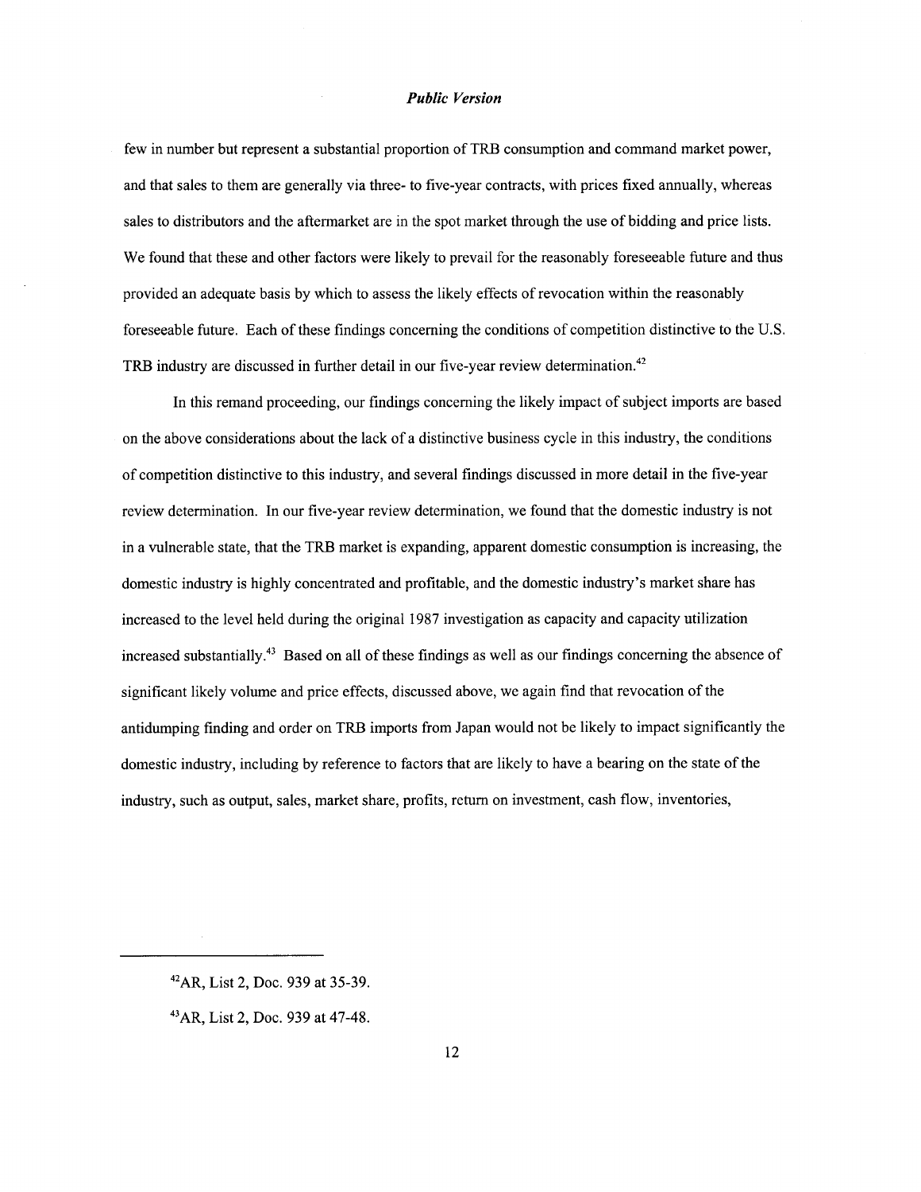few in number but represent a substantial proportion of TRB consumption and command market power, and that sales to them are generally via three- to five-year contracts, with prices fixed annually, whereas sales to distributors and the aftermarket are in the spot market through the use of bidding and price lists. We found that these and other factors were likely to prevail for the reasonably foreseeable future and thus provided an adequate basis by which to assess the likely effects of revocation within the reasonably foreseeable future. Each of these findings concerning the conditions of competition distinctive to the U.S. TRB industry are discussed in further detail in our five-year review determination.[42]

In this remand proceeding, our findings concerning the likely impact of subject imports are based on the above considerations about the lack of a distinctive business cycle in this industry, the conditions of competition distinctive to this industry, and several findings discussed in more detail in the five-year review determination. In our five-year review determination, we found that the domestic industry is not in a vulnerable state, that the TRB market is expanding, apparent domestic consumption is increasing, the domestic industry is highly concentrated and profitable, and the domestic industry's market share has increased to the level held during the original 1987 investigation as capacity and capacity utilization increased substantially.[43] Based on all of these findings as well as our findings concerning the absence of significant likely volume and price effects, discussed above, we again find that revocation of the antidumping finding and order on TRB imports from Japan would not be likely to impact significantly the domestic industry, including by reference to factors that are likely to have a bearing on the state of the industry, such as output, sales, market share, profits, return on investment, cash flow, inventories,

---

[42]AR, List 2, Doc. 939 at 35-39.

[43]AR, List 2, Doc. 939 at 47-48.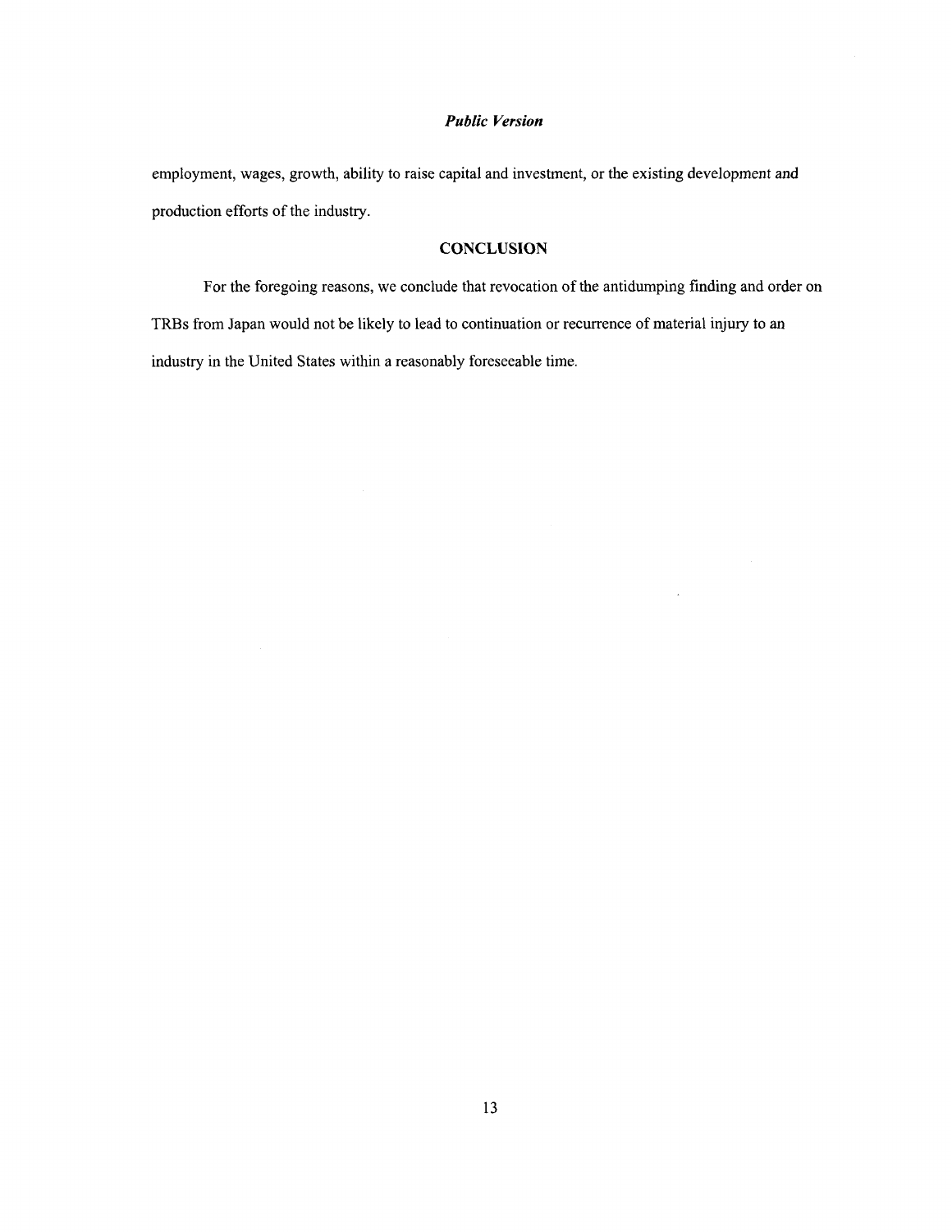employment, wages, growth, ability to raise capital and investment, or the existing development and production efforts of the industry.

## CONCLUSION

For the foregoing reasons, we conclude that revocation of the antidumping finding and order on TRBs from Japan would not be likely to lead to continuation or recurrence of material injury to an industry in the United States within a reasonably foreseeable time.